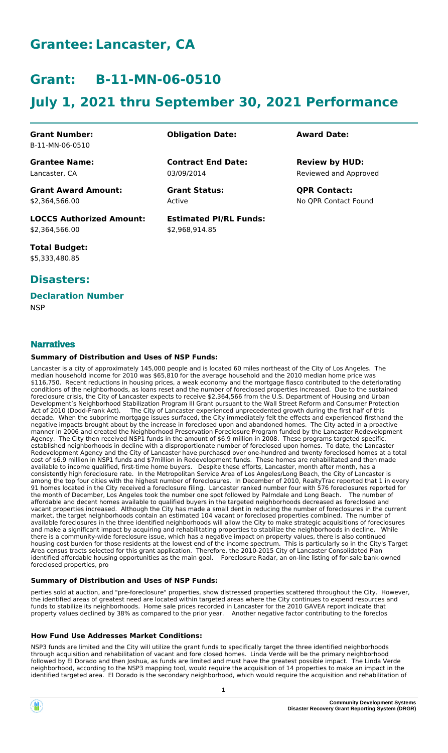# Grantee: Lancaster, CA

# Grant: B-11-MN-06-0510

# July 1, 2021 thru September 30, 2021 Performance

| | | |
|---|---|---|
| **Grant Number:**<br>B-11-MN-06-0510 | **Obligation Date:** | **Award Date:** |
| **Grantee Name:**<br>Lancaster, CA | **Contract End Date:**<br>03/09/2014 | **Review by HUD:**<br>Reviewed and Approved |
| **Grant Award Amount:**<br>$2,364,566.00 | **Grant Status:**<br>Active | **QPR Contact:**<br>No QPR Contact Found |
| **LOCCS Authorized Amount:**<br>$2,364,566.00 | **Estimated PI/RL Funds:**<br>$2,968,914.85 | |
| **Total Budget:**<br>$5,333,480.85 | | |

## Disasters:

### Declaration Number

NSP

## Narratives

#### Summary of Distribution and Uses of NSP Funds:

Lancaster is a city of approximately 145,000 people and is located 60 miles northeast of the City of Los Angeles. The median household income for 2010 was $65,810 for the average household and the 2010 median home price was $116,750. Recent reductions in housing prices, a weak economy and the mortgage fiasco contributed to the deteriorating conditions of the neighborhoods, as loans reset and the number of foreclosed properties increased. Due to the sustained foreclosure crisis, the City of Lancaster expects to receive $2,364,566 from the U.S. Department of Housing and Urban Development's Neighborhood Stabilization Program III Grant pursuant to the Wall Street Reform and Consumer Protection Act of 2010 (Dodd-Frank Act). The City of Lancaster experienced unprecedented growth during the first half of this decade. When the subprime mortgage issues surfaced, the City immediately felt the effects and experienced firsthand the negative impacts brought about by the increase in foreclosed upon and abandoned homes. The City acted in a proactive manner in 2006 and created the Neighborhood Preservation Foreclosure Program funded by the Lancaster Redevelopment Agency. The City then received NSP1 funds in the amount of $6.9 million in 2008. These programs targeted specific, established neighborhoods in decline with a disproportionate number of foreclosed upon homes. To date, the Lancaster Redevelopment Agency and the City of Lancaster have purchased over one-hundred and twenty foreclosed homes at a total cost of $6.9 million in NSP1 funds and $7million in Redevelopment funds. These homes are rehabilitated and then made available to income qualified, first-time home buyers. Despite these efforts, Lancaster, month after month, has a consistently high foreclosure rate. In the Metropolitan Service Area of Los Angeles/Long Beach, the City of Lancaster is among the top four cities with the highest number of foreclosures. In December of 2010, RealtyTrac reported that 1 in every 91 homes located in the City received a foreclosure filing. Lancaster ranked number four with 576 foreclosures reported for the month of December, Los Angeles took the number one spot followed by Palmdale and Long Beach. The number of affordable and decent homes available to qualified buyers in the targeted neighborhoods decreased as foreclosed and vacant properties increased. Although the City has made a small dent in reducing the number of foreclosures in the current market, the target neighborhoods contain an estimated 104 vacant or foreclosed properties combined. The number of available foreclosures in the three identified neighborhoods will allow the City to make strategic acquisitions of foreclosures and make a significant impact by acquiring and rehabilitating properties to stabilize the neighborhoods in decline. While there is a community-wide foreclosure issue, which has a negative impact on property values, there is also continued housing cost burden for those residents at the lowest end of the income spectrum. This is particularly so in the City's Target Area census tracts selected for this grant application. Therefore, the 2010-2015 City of Lancaster Consolidated Plan identified affordable housing opportunities as the main goal. Foreclosure Radar, an on-line listing of for-sale bank-owned foreclosed properties, pro

#### Summary of Distribution and Uses of NSP Funds:

perties sold at auction, and "pre-foreclosure" properties, show distressed properties scattered throughout the City. However, the identified areas of greatest need are located within targeted areas where the City continues to expend resources and funds to stabilize its neighborhoods. Home sale prices recorded in Lancaster for the 2010 GAVEA report indicate that property values declined by 38% as compared to the prior year. Another negative factor contributing to the foreclos

#### How Fund Use Addresses Market Conditions:

NSP3 funds are limited and the City will utilize the grant funds to specifically target the three identified neighborhoods through acquisition and rehabilitation of vacant and fore closed homes. Linda Verde will be the primary neighborhood followed by El Dorado and then Joshua, as funds are limited and must have the greatest possible impact. The Linda Verde neighborhood, according to the NSP3 mapping tool, would require the acquisition of 14 properties to make an impact in the identified targeted area. El Dorado is the secondary neighborhood, which would require the acquisition and rehabilitation of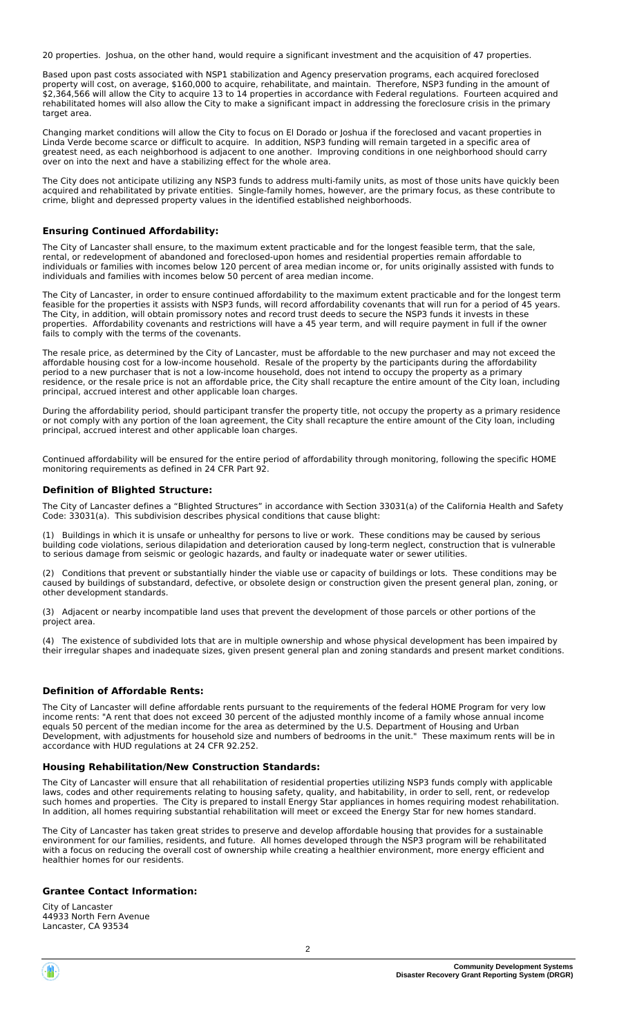20 properties. Joshua, on the other hand, would require a significant investment and the acquisition of 47 properties.

Based upon past costs associated with NSP1 stabilization and Agency preservation programs, each acquired foreclosed property will cost, on average, $160,000 to acquire, rehabilitate, and maintain. Therefore, NSP3 funding in the amount of $2,364,566 will allow the City to acquire 13 to 14 properties in accordance with Federal regulations. Fourteen acquired and rehabilitated homes will also allow the City to make a significant impact in addressing the foreclosure crisis in the primary target area.

Changing market conditions will allow the City to focus on El Dorado or Joshua if the foreclosed and vacant properties in Linda Verde become scarce or difficult to acquire. In addition, NSP3 funding will remain targeted in a specific area of greatest need, as each neighborhood is adjacent to one another. Improving conditions in one neighborhood should carry over on into the next and have a stabilizing effect for the whole area.

The City does not anticipate utilizing any NSP3 funds to address multi-family units, as most of those units have quickly been acquired and rehabilitated by private entities. Single-family homes, however, are the primary focus, as these contribute to crime, blight and depressed property values in the identified established neighborhoods.

## Ensuring Continued Affordability:

The City of Lancaster shall ensure, to the maximum extent practicable and for the longest feasible term, that the sale, rental, or redevelopment of abandoned and foreclosed-upon homes and residential properties remain affordable to individuals or families with incomes below 120 percent of area median income or, for units originally assisted with funds to individuals and families with incomes below 50 percent of area median income.

The City of Lancaster, in order to ensure continued affordability to the maximum extent practicable and for the longest term feasible for the properties it assists with NSP3 funds, will record affordability covenants that will run for a period of 45 years. The City, in addition, will obtain promissory notes and record trust deeds to secure the NSP3 funds it invests in these properties. Affordability covenants and restrictions will have a 45 year term, and will require payment in full if the owner fails to comply with the terms of the covenants.

The resale price, as determined by the City of Lancaster, must be affordable to the new purchaser and may not exceed the affordable housing cost for a low-income household. Resale of the property by the participants during the affordability period to a new purchaser that is not a low-income household, does not intend to occupy the property as a primary residence, or the resale price is not an affordable price, the City shall recapture the entire amount of the City loan, including principal, accrued interest and other applicable loan charges.

During the affordability period, should participant transfer the property title, not occupy the property as a primary residence or not comply with any portion of the loan agreement, the City shall recapture the entire amount of the City loan, including principal, accrued interest and other applicable loan charges.

Continued affordability will be ensured for the entire period of affordability through monitoring, following the specific HOME monitoring requirements as defined in 24 CFR Part 92.

## Definition of Blighted Structure:

The City of Lancaster defines a "Blighted Structures" in accordance with Section 33031(a) of the California Health and Safety Code: 33031(a). This subdivision describes physical conditions that cause blight:

(1) Buildings in which it is unsafe or unhealthy for persons to live or work. These conditions may be caused by serious building code violations, serious dilapidation and deterioration caused by long-term neglect, construction that is vulnerable to serious damage from seismic or geologic hazards, and faulty or inadequate water or sewer utilities.

(2) Conditions that prevent or substantially hinder the viable use or capacity of buildings or lots. These conditions may be caused by buildings of substandard, defective, or obsolete design or construction given the present general plan, zoning, or other development standards.

(3) Adjacent or nearby incompatible land uses that prevent the development of those parcels or other portions of the project area.

(4) The existence of subdivided lots that are in multiple ownership and whose physical development has been impaired by their irregular shapes and inadequate sizes, given present general plan and zoning standards and present market conditions.

## Definition of Affordable Rents:

The City of Lancaster will define affordable rents pursuant to the requirements of the federal HOME Program for very low income rents: "A rent that does not exceed 30 percent of the adjusted monthly income of a family whose annual income equals 50 percent of the median income for the area as determined by the U.S. Department of Housing and Urban Development, with adjustments for household size and numbers of bedrooms in the unit." These maximum rents will be in accordance with HUD regulations at 24 CFR 92.252.

## Housing Rehabilitation/New Construction Standards:

The City of Lancaster will ensure that all rehabilitation of residential properties utilizing NSP3 funds comply with applicable laws, codes and other requirements relating to housing safety, quality, and habitability, in order to sell, rent, or redevelop such homes and properties. The City is prepared to install Energy Star appliances in homes requiring modest rehabilitation. In addition, all homes requiring substantial rehabilitation will meet or exceed the Energy Star for new homes standard.

The City of Lancaster has taken great strides to preserve and develop affordable housing that provides for a sustainable environment for our families, residents, and future. All homes developed through the NSP3 program will be rehabilitated with a focus on reducing the overall cost of ownership while creating a healthier environment, more energy efficient and healthier homes for our residents.

## Grantee Contact Information:

City of Lancaster
44933 North Fern Avenue
Lancaster, CA 93534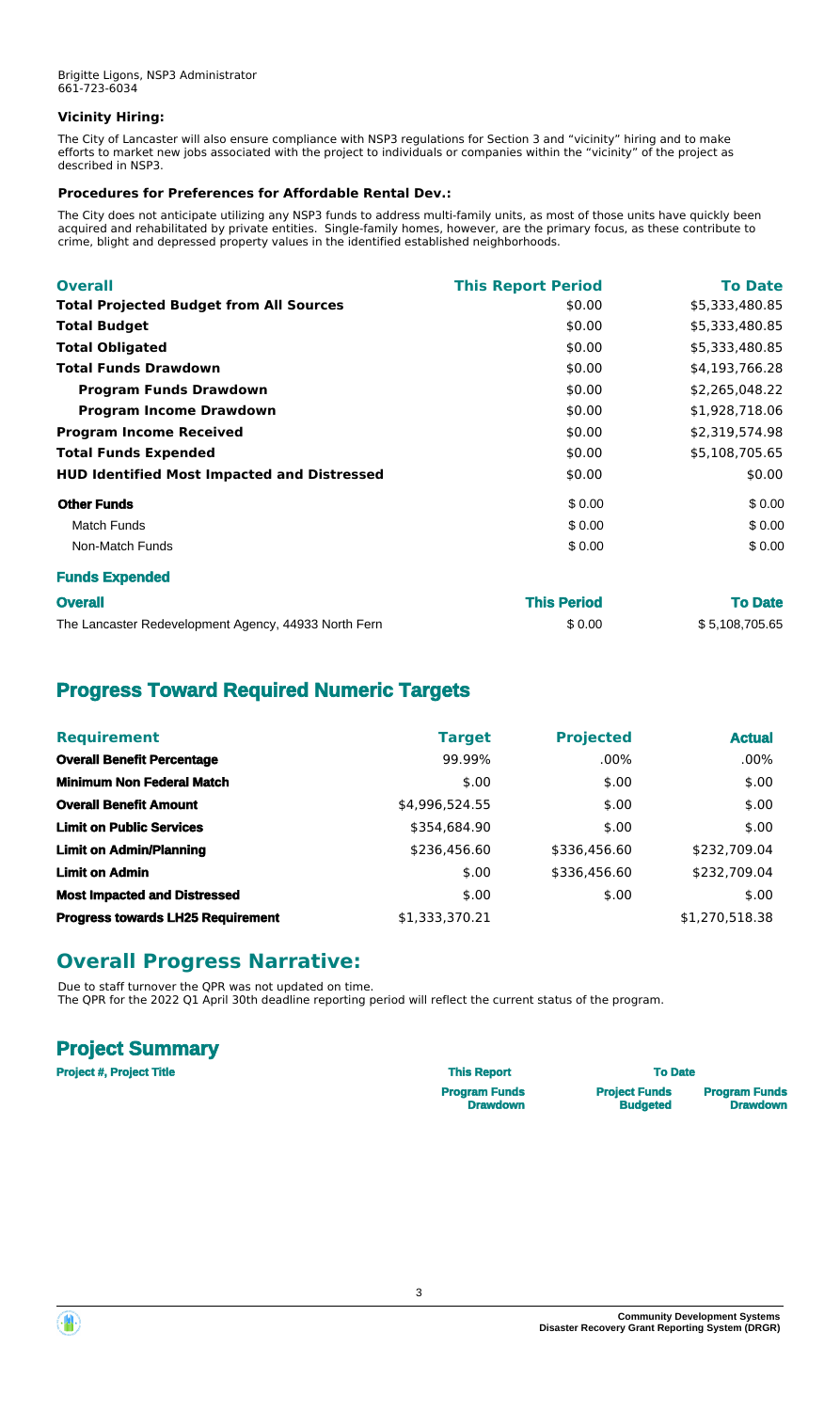Brigitte Ligons, NSP3 Administrator
661-723-6034

**Vicinity Hiring:**

The City of Lancaster will also ensure compliance with NSP3 regulations for Section 3 and "vicinity" hiring and to make efforts to market new jobs associated with the project to individuals or companies within the "vicinity" of the project as described in NSP3.

**Procedures for Preferences for Affordable Rental Dev.:**

The City does not anticipate utilizing any NSP3 funds to address multi-family units, as most of those units have quickly been acquired and rehabilitated by private entities. Single-family homes, however, are the primary focus, as these contribute to crime, blight and depressed property values in the identified established neighborhoods.

| Overall | This Report Period | To Date |
|---|---|---|
| **Total Projected Budget from All Sources** | $0.00 | $5,333,480.85 |
| **Total Budget** | $0.00 | $5,333,480.85 |
| **Total Obligated** | $0.00 | $5,333,480.85 |
| **Total Funds Drawdown** | $0.00 | $4,193,766.28 |
| **Program Funds Drawdown** | $0.00 | $2,265,048.22 |
| **Program Income Drawdown** | $0.00 | $1,928,718.06 |
| **Program Income Received** | $0.00 | $2,319,574.98 |
| **Total Funds Expended** | $0.00 | $5,108,705.65 |
| **HUD Identified Most Impacted and Distressed** | $0.00 | $0.00 |
| **Other Funds** | $ 0.00 | $ 0.00 |
| Match Funds | $ 0.00 | $ 0.00 |
| Non-Match Funds | $ 0.00 | $ 0.00 |

**Funds Expended**

| Overall | This Period | To Date |
|---|---|---|
| The Lancaster Redevelopment Agency, 44933 North Fern | $ 0.00 | $ 5,108,705.65 |

## Progress Toward Required Numeric Targets

| Requirement | Target | Projected | Actual |
|---|---|---|---|
| **Overall Benefit Percentage** | 99.99% | .00% | .00% |
| **Minimum Non Federal Match** | $.00 | $.00 | $.00 |
| **Overall Benefit Amount** | $4,996,524.55 | $.00 | $.00 |
| **Limit on Public Services** | $354,684.90 | $.00 | $.00 |
| **Limit on Admin/Planning** | $236,456.60 | $336,456.60 | $232,709.04 |
| **Limit on Admin** | $.00 | $336,456.60 | $232,709.04 |
| **Most Impacted and Distressed** | $.00 | $.00 | $.00 |
| **Progress towards LH25 Requirement** | $1,333,370.21 | | $1,270,518.38 |

## Overall Progress Narrative:

Due to staff turnover the QPR was not updated on time.
The QPR for the 2022 Q1 April 30th deadline reporting period will reflect the current status of the program.

## Project Summary

| Project #, Project Title | This Report | To Date | |
|---|---|---|---|
| | Program Funds Drawdown | Project Funds Budgeted | Program Funds Drawdown |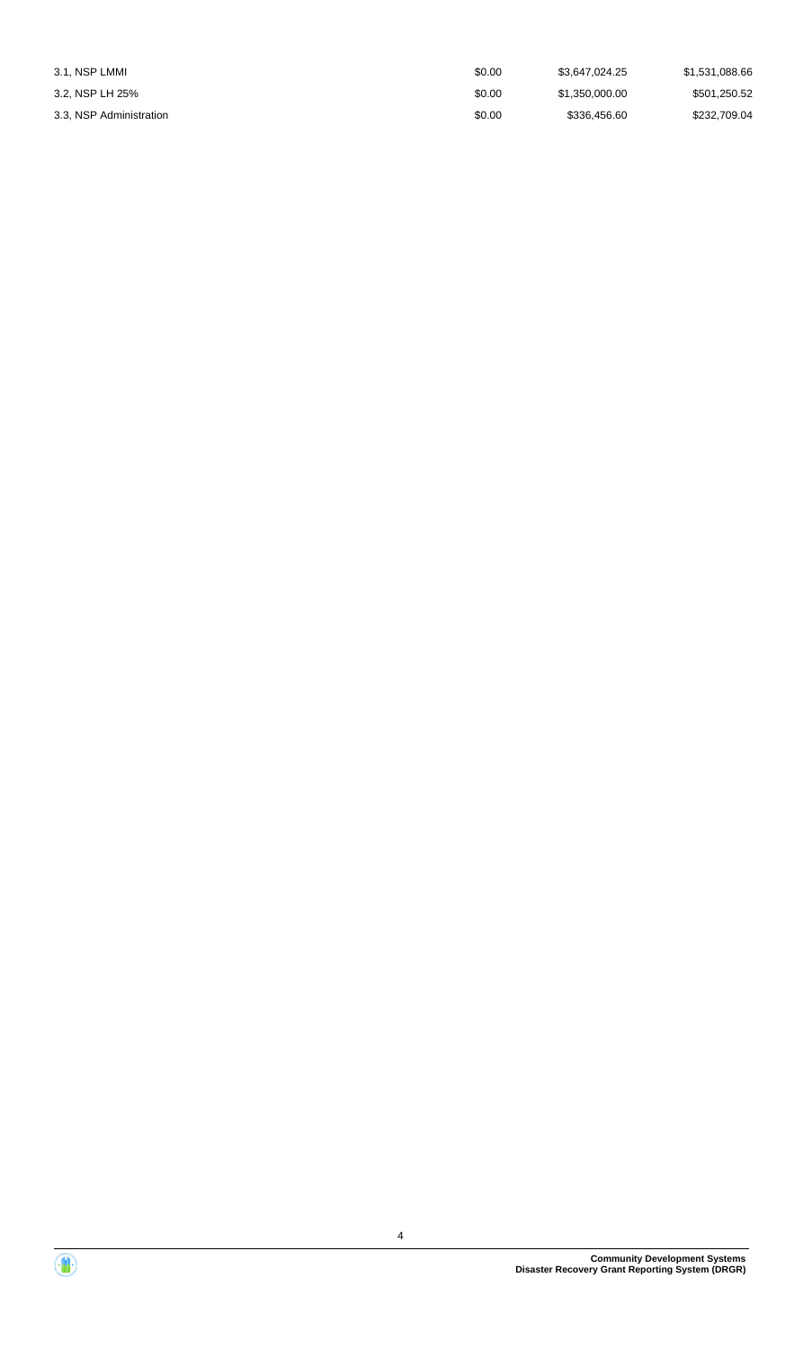| | | | |
|---|---|---|---|
| 3.1, NSP LMMI | $0.00 | $3,647,024.25 | $1,531,088.66 |
| 3.2, NSP LH 25% | $0.00 | $1,350,000.00 | $501,250.52 |
| 3.3, NSP Administration | $0.00 | $336,456.60 | $232,709.04 |